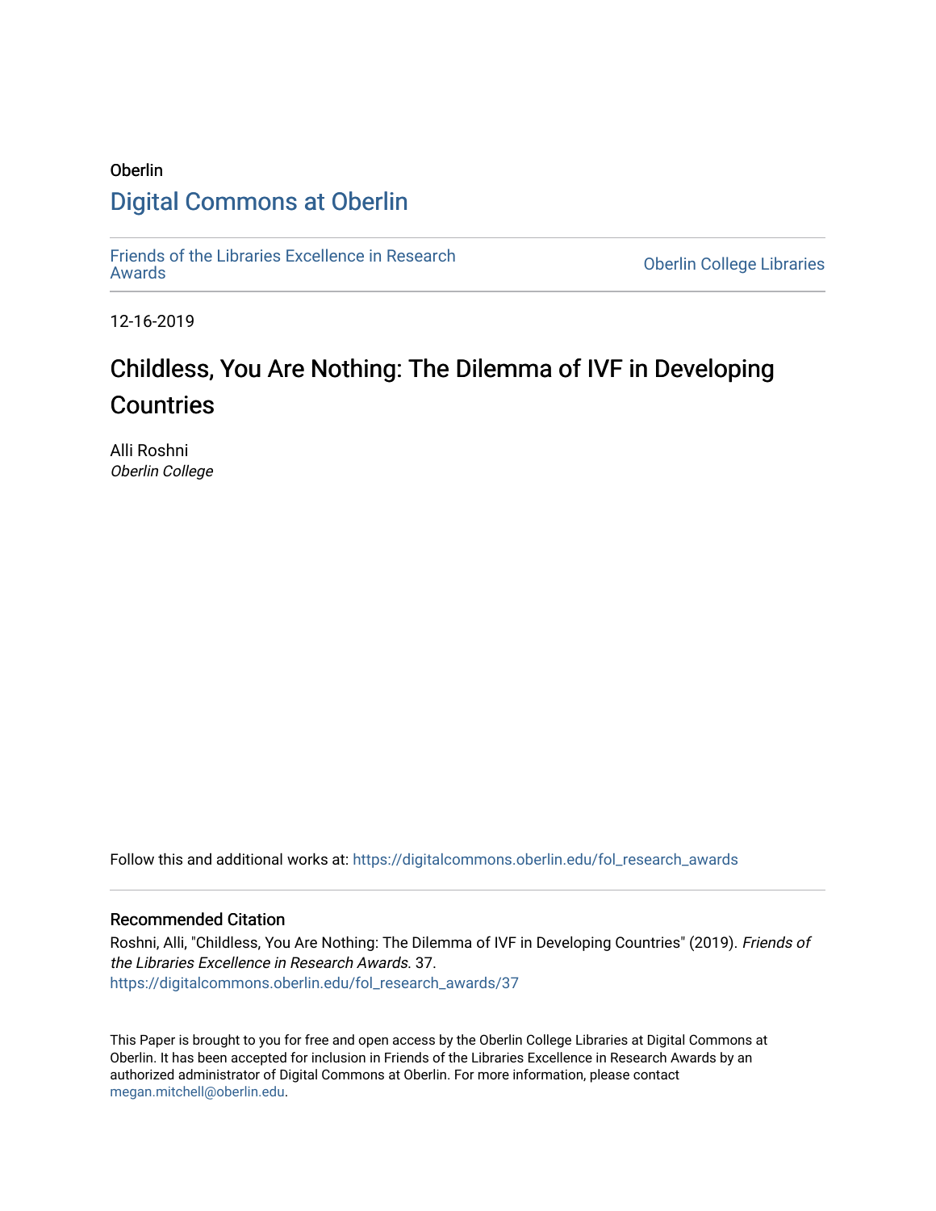Oberlin

# Digital Commons at Oberlin

Friends of the Libraries Excellence in Research Awards

Oberlin College Libraries

12-16-2019

# Childless, You Are Nothing: The Dilemma of IVF in Developing Countries

Alli Roshni
*Oberlin College*

Follow this and additional works at: https://digitalcommons.oberlin.edu/fol_research_awards

### Recommended Citation

Roshni, Alli, "Childless, You Are Nothing: The Dilemma of IVF in Developing Countries" (2019). *Friends of the Libraries Excellence in Research Awards*. 37.
https://digitalcommons.oberlin.edu/fol_research_awards/37

This Paper is brought to you for free and open access by the Oberlin College Libraries at Digital Commons at Oberlin. It has been accepted for inclusion in Friends of the Libraries Excellence in Research Awards by an authorized administrator of Digital Commons at Oberlin. For more information, please contact megan.mitchell@oberlin.edu.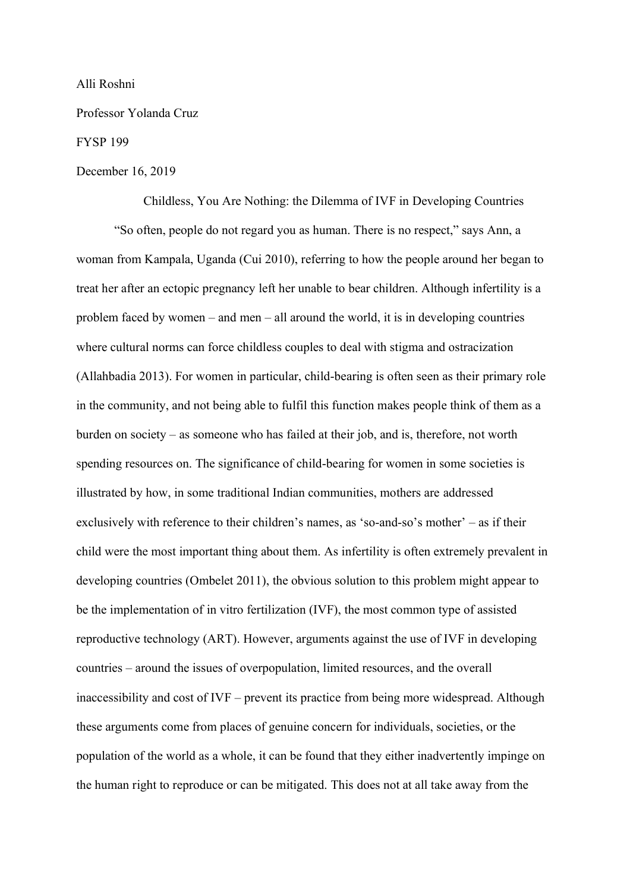Alli Roshni

Professor Yolanda Cruz

FYSP 199

December 16, 2019

Childless, You Are Nothing: the Dilemma of IVF in Developing Countries

"So often, people do not regard you as human. There is no respect," says Ann, a woman from Kampala, Uganda (Cui 2010), referring to how the people around her began to treat her after an ectopic pregnancy left her unable to bear children. Although infertility is a problem faced by women – and men – all around the world, it is in developing countries where cultural norms can force childless couples to deal with stigma and ostracization (Allahbadia 2013). For women in particular, child-bearing is often seen as their primary role in the community, and not being able to fulfil this function makes people think of them as a burden on society – as someone who has failed at their job, and is, therefore, not worth spending resources on. The significance of child-bearing for women in some societies is illustrated by how, in some traditional Indian communities, mothers are addressed exclusively with reference to their children's names, as 'so-and-so's mother' – as if their child were the most important thing about them. As infertility is often extremely prevalent in developing countries (Ombelet 2011), the obvious solution to this problem might appear to be the implementation of in vitro fertilization (IVF), the most common type of assisted reproductive technology (ART). However, arguments against the use of IVF in developing countries – around the issues of overpopulation, limited resources, and the overall inaccessibility and cost of IVF – prevent its practice from being more widespread. Although these arguments come from places of genuine concern for individuals, societies, or the population of the world as a whole, it can be found that they either inadvertently impinge on the human right to reproduce or can be mitigated. This does not at all take away from the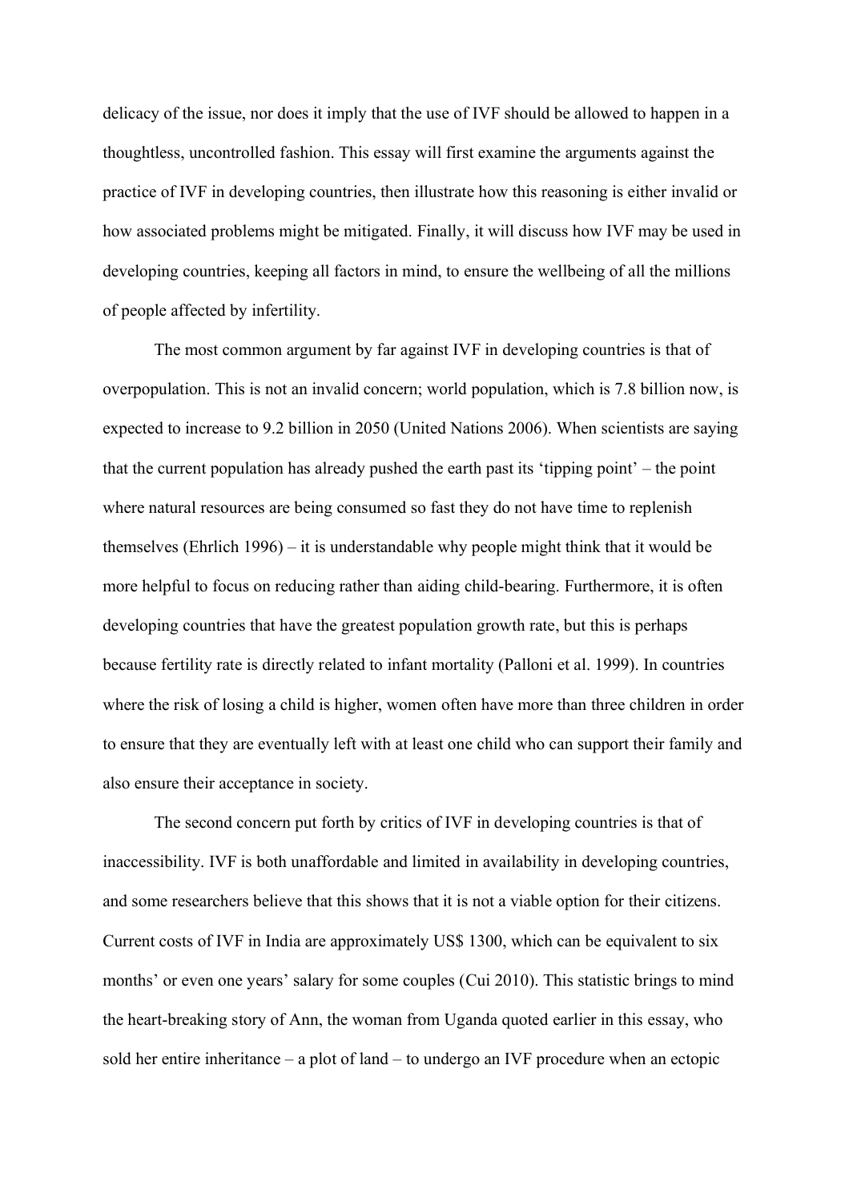delicacy of the issue, nor does it imply that the use of IVF should be allowed to happen in a thoughtless, uncontrolled fashion. This essay will first examine the arguments against the practice of IVF in developing countries, then illustrate how this reasoning is either invalid or how associated problems might be mitigated. Finally, it will discuss how IVF may be used in developing countries, keeping all factors in mind, to ensure the wellbeing of all the millions of people affected by infertility.

The most common argument by far against IVF in developing countries is that of overpopulation. This is not an invalid concern; world population, which is 7.8 billion now, is expected to increase to 9.2 billion in 2050 (United Nations 2006). When scientists are saying that the current population has already pushed the earth past its 'tipping point' – the point where natural resources are being consumed so fast they do not have time to replenish themselves (Ehrlich 1996) – it is understandable why people might think that it would be more helpful to focus on reducing rather than aiding child-bearing. Furthermore, it is often developing countries that have the greatest population growth rate, but this is perhaps because fertility rate is directly related to infant mortality (Palloni et al. 1999). In countries where the risk of losing a child is higher, women often have more than three children in order to ensure that they are eventually left with at least one child who can support their family and also ensure their acceptance in society.

The second concern put forth by critics of IVF in developing countries is that of inaccessibility. IVF is both unaffordable and limited in availability in developing countries, and some researchers believe that this shows that it is not a viable option for their citizens. Current costs of IVF in India are approximately US$ 1300, which can be equivalent to six months' or even one years' salary for some couples (Cui 2010). This statistic brings to mind the heart-breaking story of Ann, the woman from Uganda quoted earlier in this essay, who sold her entire inheritance – a plot of land – to undergo an IVF procedure when an ectopic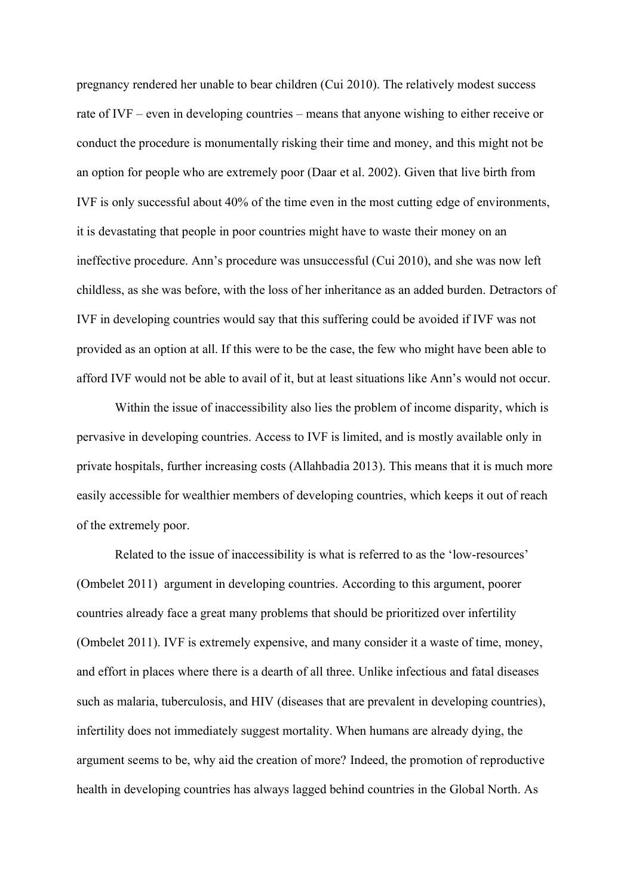pregnancy rendered her unable to bear children (Cui 2010). The relatively modest success rate of IVF – even in developing countries – means that anyone wishing to either receive or conduct the procedure is monumentally risking their time and money, and this might not be an option for people who are extremely poor (Daar et al. 2002). Given that live birth from IVF is only successful about 40% of the time even in the most cutting edge of environments, it is devastating that people in poor countries might have to waste their money on an ineffective procedure. Ann's procedure was unsuccessful (Cui 2010), and she was now left childless, as she was before, with the loss of her inheritance as an added burden. Detractors of IVF in developing countries would say that this suffering could be avoided if IVF was not provided as an option at all. If this were to be the case, the few who might have been able to afford IVF would not be able to avail of it, but at least situations like Ann's would not occur.

Within the issue of inaccessibility also lies the problem of income disparity, which is pervasive in developing countries. Access to IVF is limited, and is mostly available only in private hospitals, further increasing costs (Allahbadia 2013). This means that it is much more easily accessible for wealthier members of developing countries, which keeps it out of reach of the extremely poor.

Related to the issue of inaccessibility is what is referred to as the 'low-resources' (Ombelet 2011) argument in developing countries. According to this argument, poorer countries already face a great many problems that should be prioritized over infertility (Ombelet 2011). IVF is extremely expensive, and many consider it a waste of time, money, and effort in places where there is a dearth of all three. Unlike infectious and fatal diseases such as malaria, tuberculosis, and HIV (diseases that are prevalent in developing countries), infertility does not immediately suggest mortality. When humans are already dying, the argument seems to be, why aid the creation of more? Indeed, the promotion of reproductive health in developing countries has always lagged behind countries in the Global North. As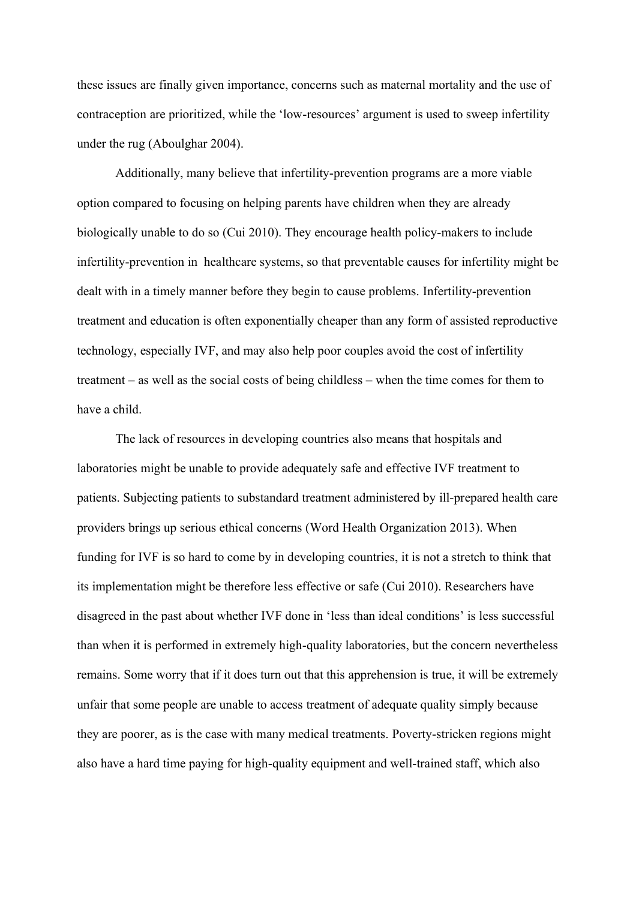these issues are finally given importance, concerns such as maternal mortality and the use of contraception are prioritized, while the 'low-resources' argument is used to sweep infertility under the rug (Aboulghar 2004).

Additionally, many believe that infertility-prevention programs are a more viable option compared to focusing on helping parents have children when they are already biologically unable to do so (Cui 2010). They encourage health policy-makers to include infertility-prevention in healthcare systems, so that preventable causes for infertility might be dealt with in a timely manner before they begin to cause problems. Infertility-prevention treatment and education is often exponentially cheaper than any form of assisted reproductive technology, especially IVF, and may also help poor couples avoid the cost of infertility treatment – as well as the social costs of being childless – when the time comes for them to have a child.

The lack of resources in developing countries also means that hospitals and laboratories might be unable to provide adequately safe and effective IVF treatment to patients. Subjecting patients to substandard treatment administered by ill-prepared health care providers brings up serious ethical concerns (Word Health Organization 2013). When funding for IVF is so hard to come by in developing countries, it is not a stretch to think that its implementation might be therefore less effective or safe (Cui 2010). Researchers have disagreed in the past about whether IVF done in 'less than ideal conditions' is less successful than when it is performed in extremely high-quality laboratories, but the concern nevertheless remains. Some worry that if it does turn out that this apprehension is true, it will be extremely unfair that some people are unable to access treatment of adequate quality simply because they are poorer, as is the case with many medical treatments. Poverty-stricken regions might also have a hard time paying for high-quality equipment and well-trained staff, which also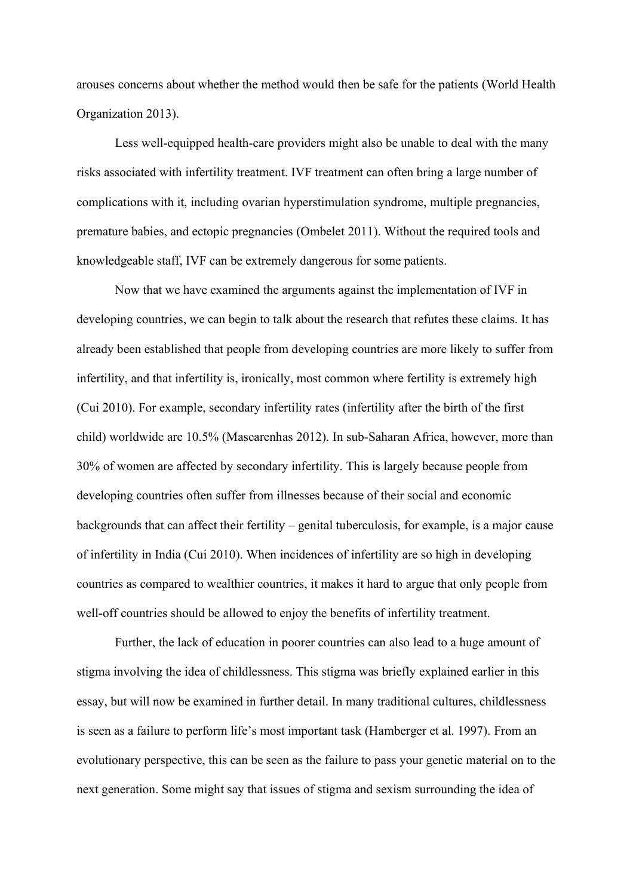arouses concerns about whether the method would then be safe for the patients (World Health Organization 2013).

Less well-equipped health-care providers might also be unable to deal with the many risks associated with infertility treatment. IVF treatment can often bring a large number of complications with it, including ovarian hyperstimulation syndrome, multiple pregnancies, premature babies, and ectopic pregnancies (Ombelet 2011). Without the required tools and knowledgeable staff, IVF can be extremely dangerous for some patients.

Now that we have examined the arguments against the implementation of IVF in developing countries, we can begin to talk about the research that refutes these claims. It has already been established that people from developing countries are more likely to suffer from infertility, and that infertility is, ironically, most common where fertility is extremely high (Cui 2010). For example, secondary infertility rates (infertility after the birth of the first child) worldwide are 10.5% (Mascarenhas 2012). In sub-Saharan Africa, however, more than 30% of women are affected by secondary infertility. This is largely because people from developing countries often suffer from illnesses because of their social and economic backgrounds that can affect their fertility – genital tuberculosis, for example, is a major cause of infertility in India (Cui 2010). When incidences of infertility are so high in developing countries as compared to wealthier countries, it makes it hard to argue that only people from well-off countries should be allowed to enjoy the benefits of infertility treatment.

Further, the lack of education in poorer countries can also lead to a huge amount of stigma involving the idea of childlessness. This stigma was briefly explained earlier in this essay, but will now be examined in further detail. In many traditional cultures, childlessness is seen as a failure to perform life's most important task (Hamberger et al. 1997). From an evolutionary perspective, this can be seen as the failure to pass your genetic material on to the next generation. Some might say that issues of stigma and sexism surrounding the idea of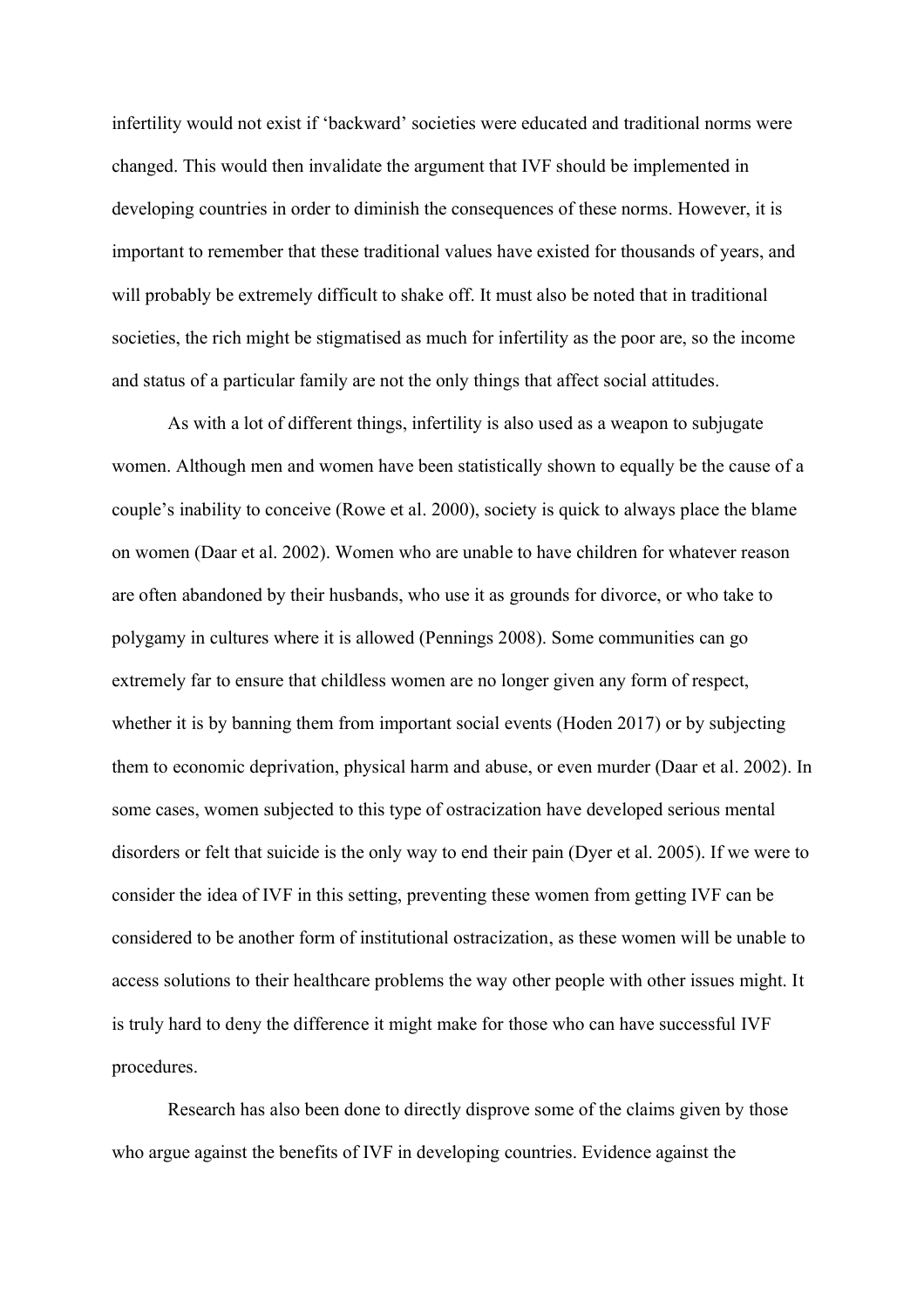infertility would not exist if 'backward' societies were educated and traditional norms were changed. This would then invalidate the argument that IVF should be implemented in developing countries in order to diminish the consequences of these norms. However, it is important to remember that these traditional values have existed for thousands of years, and will probably be extremely difficult to shake off. It must also be noted that in traditional societies, the rich might be stigmatised as much for infertility as the poor are, so the income and status of a particular family are not the only things that affect social attitudes.

As with a lot of different things, infertility is also used as a weapon to subjugate women. Although men and women have been statistically shown to equally be the cause of a couple's inability to conceive (Rowe et al. 2000), society is quick to always place the blame on women (Daar et al. 2002). Women who are unable to have children for whatever reason are often abandoned by their husbands, who use it as grounds for divorce, or who take to polygamy in cultures where it is allowed (Pennings 2008). Some communities can go extremely far to ensure that childless women are no longer given any form of respect, whether it is by banning them from important social events (Hoden 2017) or by subjecting them to economic deprivation, physical harm and abuse, or even murder (Daar et al. 2002). In some cases, women subjected to this type of ostracization have developed serious mental disorders or felt that suicide is the only way to end their pain (Dyer et al. 2005). If we were to consider the idea of IVF in this setting, preventing these women from getting IVF can be considered to be another form of institutional ostracization, as these women will be unable to access solutions to their healthcare problems the way other people with other issues might. It is truly hard to deny the difference it might make for those who can have successful IVF procedures.

Research has also been done to directly disprove some of the claims given by those who argue against the benefits of IVF in developing countries. Evidence against the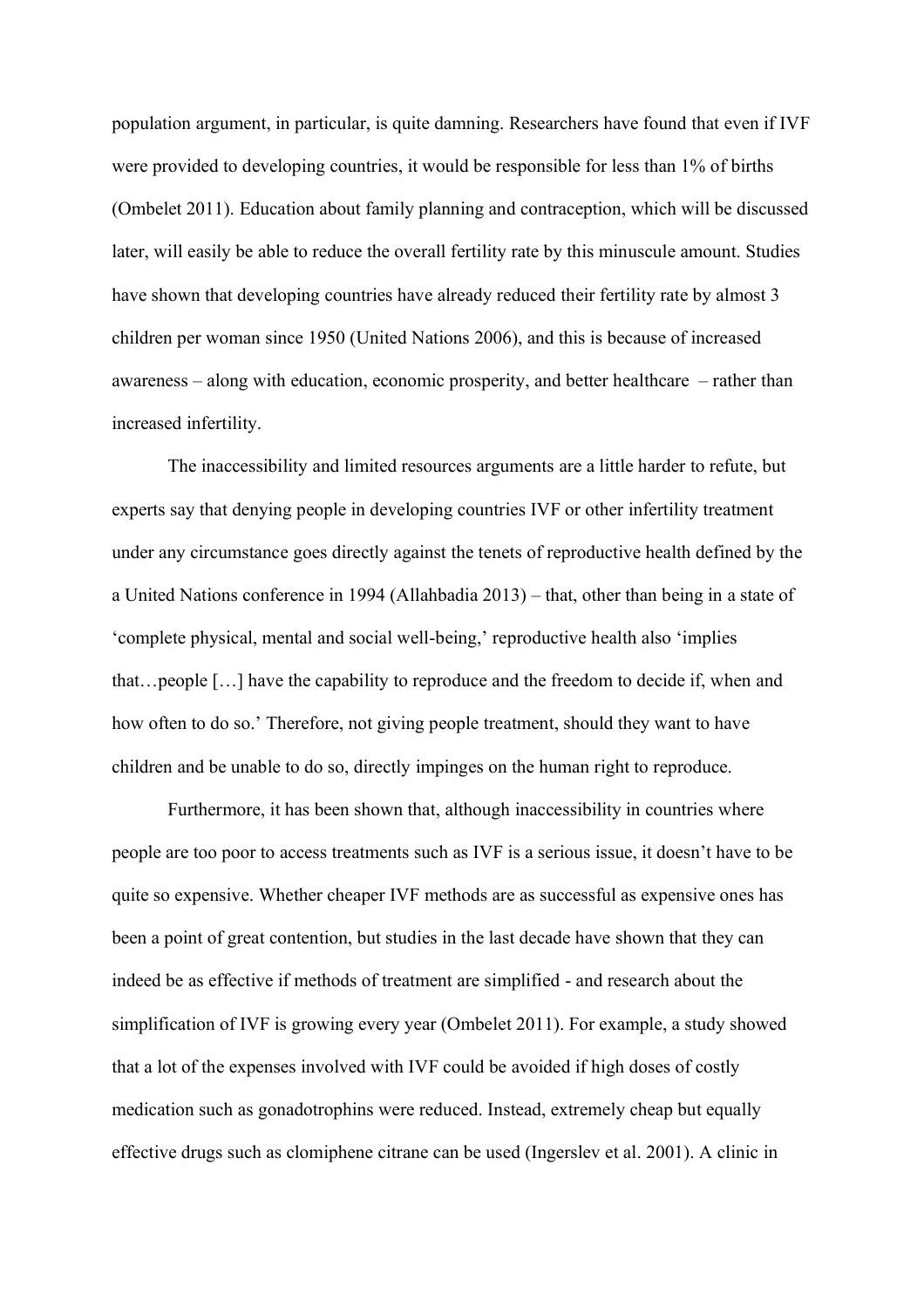population argument, in particular, is quite damning. Researchers have found that even if IVF were provided to developing countries, it would be responsible for less than 1% of births (Ombelet 2011). Education about family planning and contraception, which will be discussed later, will easily be able to reduce the overall fertility rate by this minuscule amount. Studies have shown that developing countries have already reduced their fertility rate by almost 3 children per woman since 1950 (United Nations 2006), and this is because of increased awareness – along with education, economic prosperity, and better healthcare – rather than increased infertility.

The inaccessibility and limited resources arguments are a little harder to refute, but experts say that denying people in developing countries IVF or other infertility treatment under any circumstance goes directly against the tenets of reproductive health defined by the a United Nations conference in 1994 (Allahbadia 2013) – that, other than being in a state of 'complete physical, mental and social well-being,' reproductive health also 'implies that…people […] have the capability to reproduce and the freedom to decide if, when and how often to do so.' Therefore, not giving people treatment, should they want to have children and be unable to do so, directly impinges on the human right to reproduce.

Furthermore, it has been shown that, although inaccessibility in countries where people are too poor to access treatments such as IVF is a serious issue, it doesn't have to be quite so expensive. Whether cheaper IVF methods are as successful as expensive ones has been a point of great contention, but studies in the last decade have shown that they can indeed be as effective if methods of treatment are simplified - and research about the simplification of IVF is growing every year (Ombelet 2011). For example, a study showed that a lot of the expenses involved with IVF could be avoided if high doses of costly medication such as gonadotrophins were reduced. Instead, extremely cheap but equally effective drugs such as clomiphene citrane can be used (Ingerslev et al. 2001). A clinic in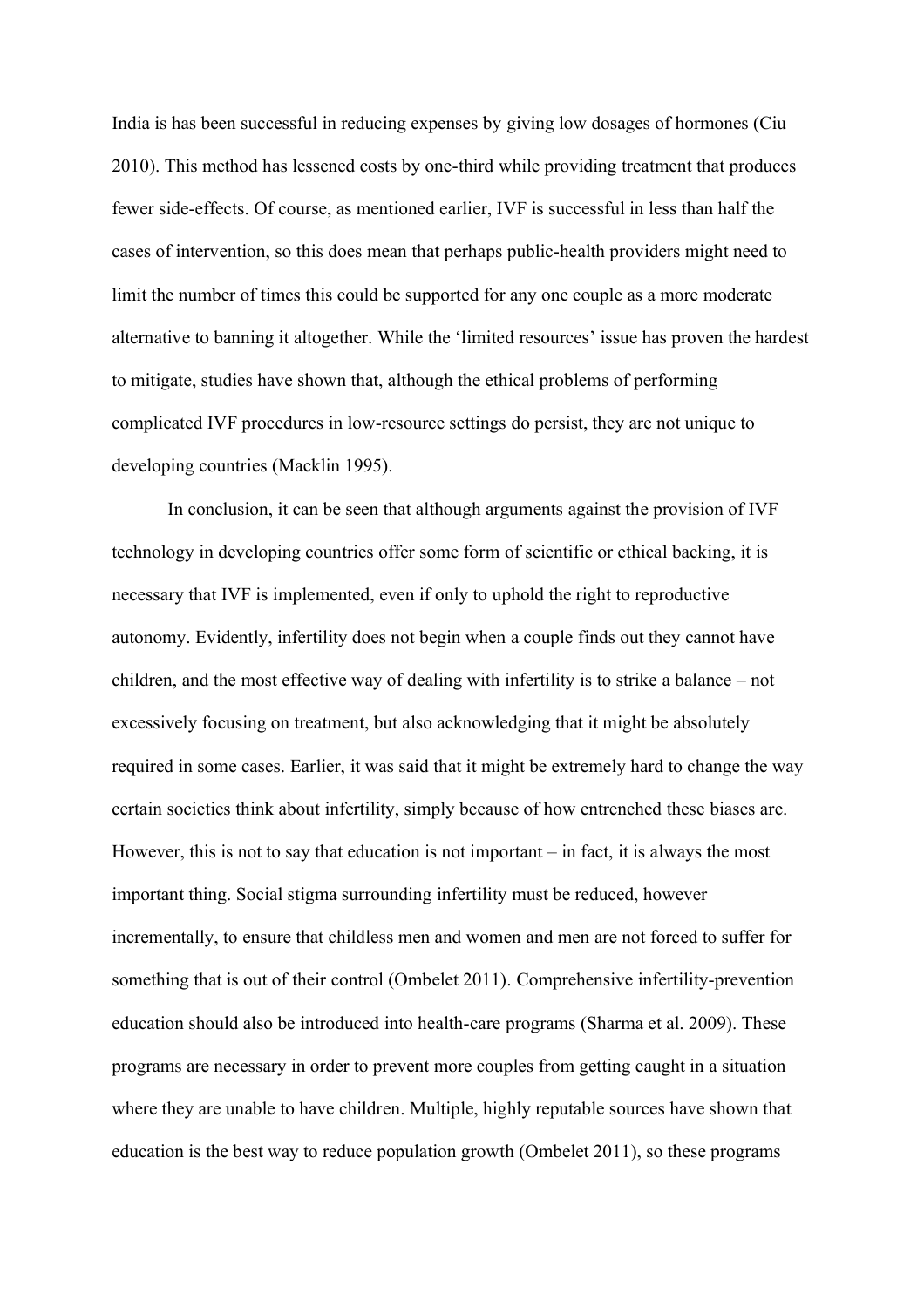India is has been successful in reducing expenses by giving low dosages of hormones (Ciu 2010). This method has lessened costs by one-third while providing treatment that produces fewer side-effects. Of course, as mentioned earlier, IVF is successful in less than half the cases of intervention, so this does mean that perhaps public-health providers might need to limit the number of times this could be supported for any one couple as a more moderate alternative to banning it altogether. While the 'limited resources' issue has proven the hardest to mitigate, studies have shown that, although the ethical problems of performing complicated IVF procedures in low-resource settings do persist, they are not unique to developing countries (Macklin 1995).

In conclusion, it can be seen that although arguments against the provision of IVF technology in developing countries offer some form of scientific or ethical backing, it is necessary that IVF is implemented, even if only to uphold the right to reproductive autonomy. Evidently, infertility does not begin when a couple finds out they cannot have children, and the most effective way of dealing with infertility is to strike a balance – not excessively focusing on treatment, but also acknowledging that it might be absolutely required in some cases. Earlier, it was said that it might be extremely hard to change the way certain societies think about infertility, simply because of how entrenched these biases are. However, this is not to say that education is not important – in fact, it is always the most important thing. Social stigma surrounding infertility must be reduced, however incrementally, to ensure that childless men and women and men are not forced to suffer for something that is out of their control (Ombelet 2011). Comprehensive infertility-prevention education should also be introduced into health-care programs (Sharma et al. 2009). These programs are necessary in order to prevent more couples from getting caught in a situation where they are unable to have children. Multiple, highly reputable sources have shown that education is the best way to reduce population growth (Ombelet 2011), so these programs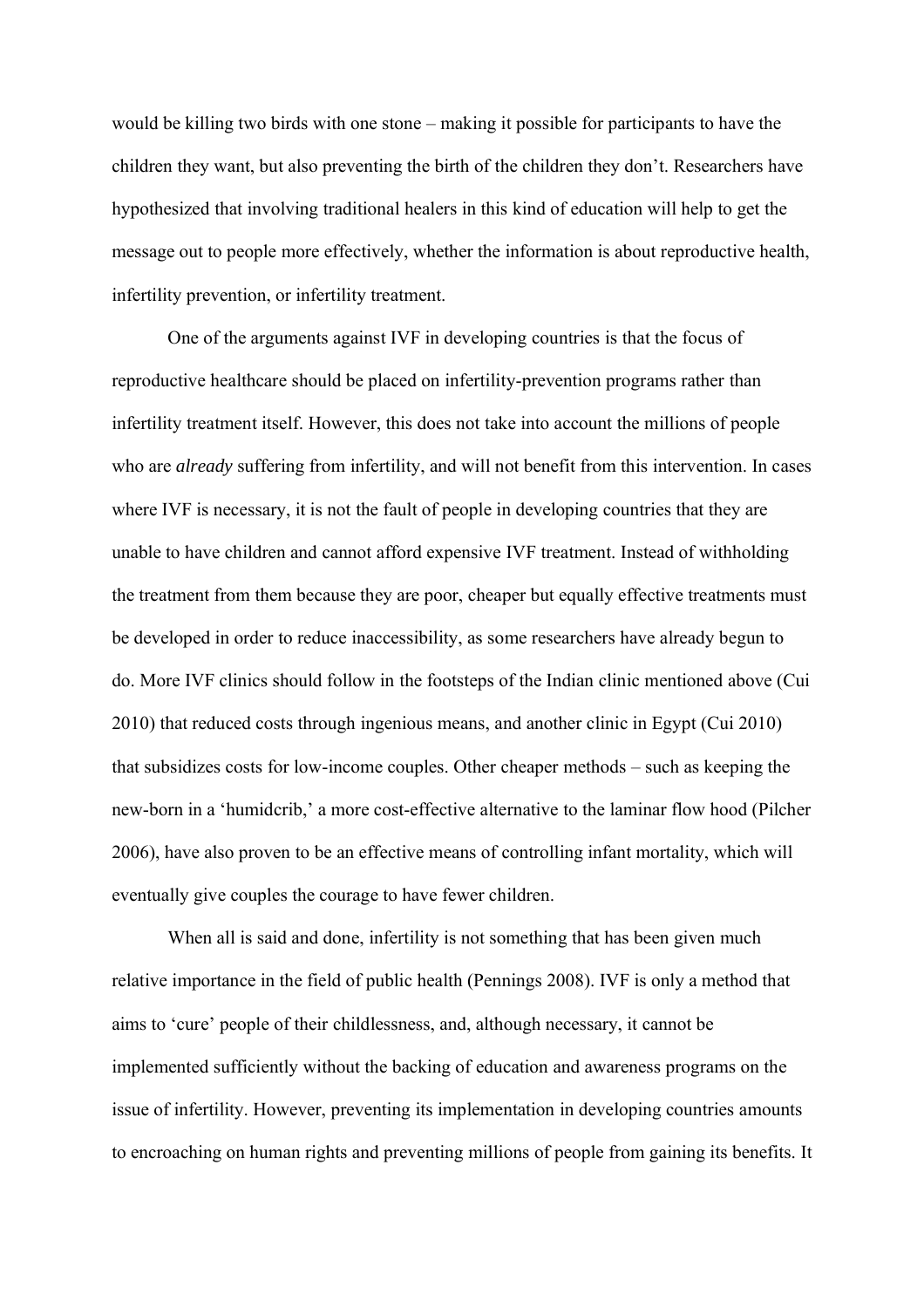would be killing two birds with one stone – making it possible for participants to have the children they want, but also preventing the birth of the children they don't. Researchers have hypothesized that involving traditional healers in this kind of education will help to get the message out to people more effectively, whether the information is about reproductive health, infertility prevention, or infertility treatment.

One of the arguments against IVF in developing countries is that the focus of reproductive healthcare should be placed on infertility-prevention programs rather than infertility treatment itself. However, this does not take into account the millions of people who are *already* suffering from infertility, and will not benefit from this intervention. In cases where IVF is necessary, it is not the fault of people in developing countries that they are unable to have children and cannot afford expensive IVF treatment. Instead of withholding the treatment from them because they are poor, cheaper but equally effective treatments must be developed in order to reduce inaccessibility, as some researchers have already begun to do. More IVF clinics should follow in the footsteps of the Indian clinic mentioned above (Cui 2010) that reduced costs through ingenious means, and another clinic in Egypt (Cui 2010) that subsidizes costs for low-income couples. Other cheaper methods – such as keeping the new-born in a 'humidcrib,' a more cost-effective alternative to the laminar flow hood (Pilcher 2006), have also proven to be an effective means of controlling infant mortality, which will eventually give couples the courage to have fewer children.

When all is said and done, infertility is not something that has been given much relative importance in the field of public health (Pennings 2008). IVF is only a method that aims to 'cure' people of their childlessness, and, although necessary, it cannot be implemented sufficiently without the backing of education and awareness programs on the issue of infertility. However, preventing its implementation in developing countries amounts to encroaching on human rights and preventing millions of people from gaining its benefits. It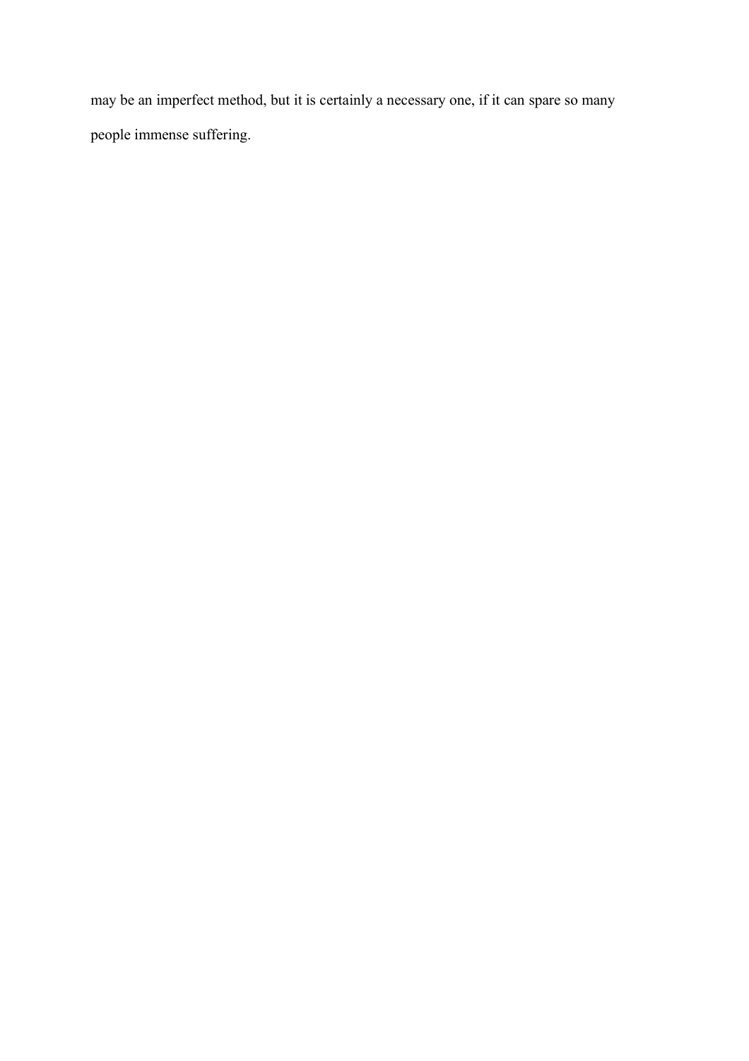may be an imperfect method, but it is certainly a necessary one, if it can spare so many people immense suffering.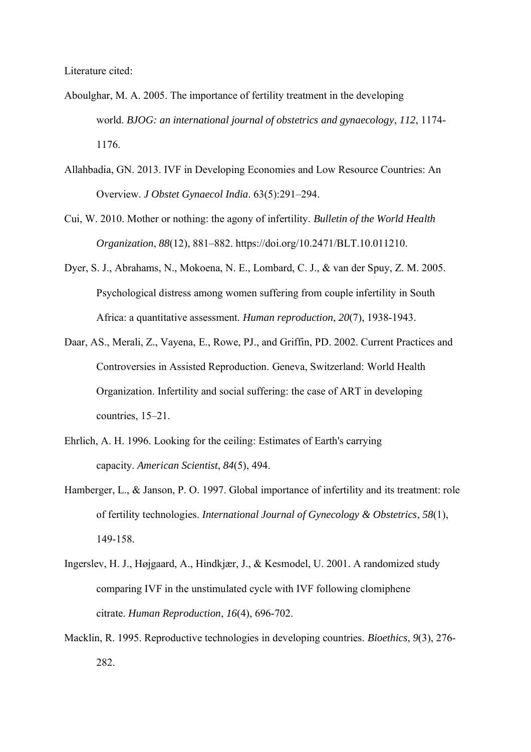Literature cited:

Aboulghar, M. A. 2005. The importance of fertility treatment in the developing world. *BJOG: an international journal of obstetrics and gynaecology*, *112*, 1174-1176.

Allahbadia, GN. 2013. IVF in Developing Economies and Low Resource Countries: An Overview. *J Obstet Gynaecol India*. 63(5):291–294.

Cui, W. 2010. Mother or nothing: the agony of infertility. *Bulletin of the World Health Organization*, *88*(12), 881–882. https://doi.org/10.2471/BLT.10.011210.

Dyer, S. J., Abrahams, N., Mokoena, N. E., Lombard, C. J., & van der Spuy, Z. M. 2005. Psychological distress among women suffering from couple infertility in South Africa: a quantitative assessment. *Human reproduction*, *20*(7), 1938-1943.

Daar, AS., Merali, Z., Vayena, E., Rowe, PJ., and Griffin, PD. 2002. Current Practices and Controversies in Assisted Reproduction. Geneva, Switzerland: World Health Organization. Infertility and social suffering: the case of ART in developing countries, 15–21.

Ehrlich, A. H. 1996. Looking for the ceiling: Estimates of Earth's carrying capacity. *American Scientist*, *84*(5), 494.

Hamberger, L., & Janson, P. O. 1997. Global importance of infertility and its treatment: role of fertility technologies. *International Journal of Gynecology & Obstetrics*, *58*(1), 149-158.

Ingerslev, H. J., Højgaard, A., Hindkjær, J., & Kesmodel, U. 2001. A randomized study comparing IVF in the unstimulated cycle with IVF following clomiphene citrate. *Human Reproduction*, *16*(4), 696-702.

Macklin, R. 1995. Reproductive technologies in developing countries. *Bioethics*, *9*(3), 276-282.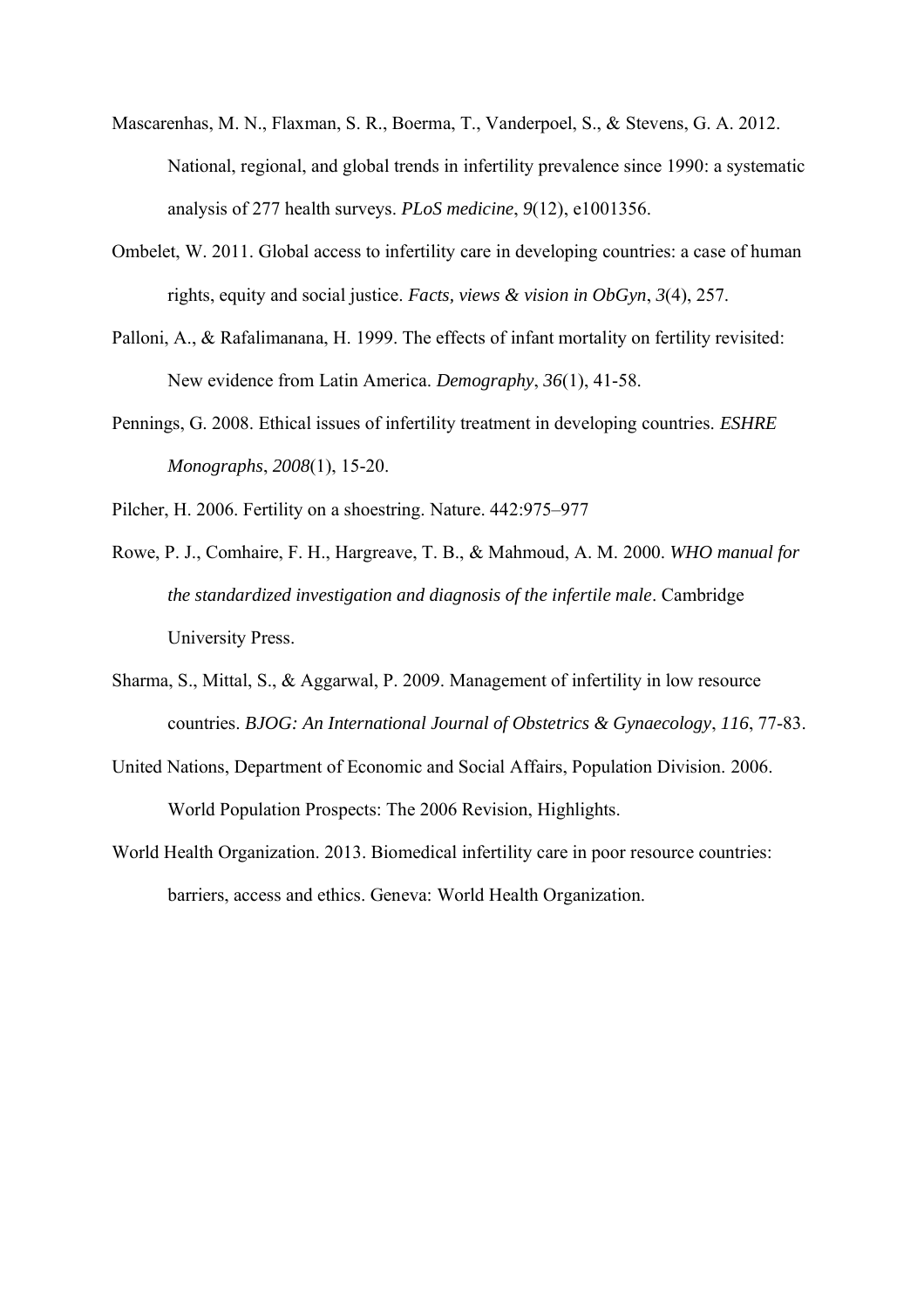Mascarenhas, M. N., Flaxman, S. R., Boerma, T., Vanderpoel, S., & Stevens, G. A. 2012. National, regional, and global trends in infertility prevalence since 1990: a systematic analysis of 277 health surveys. *PLoS medicine*, *9*(12), e1001356.

Ombelet, W. 2011. Global access to infertility care in developing countries: a case of human rights, equity and social justice. *Facts, views & vision in ObGyn*, *3*(4), 257.

Palloni, A., & Rafalimanana, H. 1999. The effects of infant mortality on fertility revisited: New evidence from Latin America. *Demography*, *36*(1), 41-58.

Pennings, G. 2008. Ethical issues of infertility treatment in developing countries. *ESHRE Monographs*, *2008*(1), 15-20.

Pilcher, H. 2006. Fertility on a shoestring. Nature. 442:975–977

Rowe, P. J., Comhaire, F. H., Hargreave, T. B., & Mahmoud, A. M. 2000. *WHO manual for the standardized investigation and diagnosis of the infertile male*. Cambridge University Press.

Sharma, S., Mittal, S., & Aggarwal, P. 2009. Management of infertility in low resource countries. *BJOG: An International Journal of Obstetrics & Gynaecology*, *116*, 77-83.

United Nations, Department of Economic and Social Affairs, Population Division. 2006. World Population Prospects: The 2006 Revision, Highlights.

World Health Organization. 2013. Biomedical infertility care in poor resource countries: barriers, access and ethics. Geneva: World Health Organization.